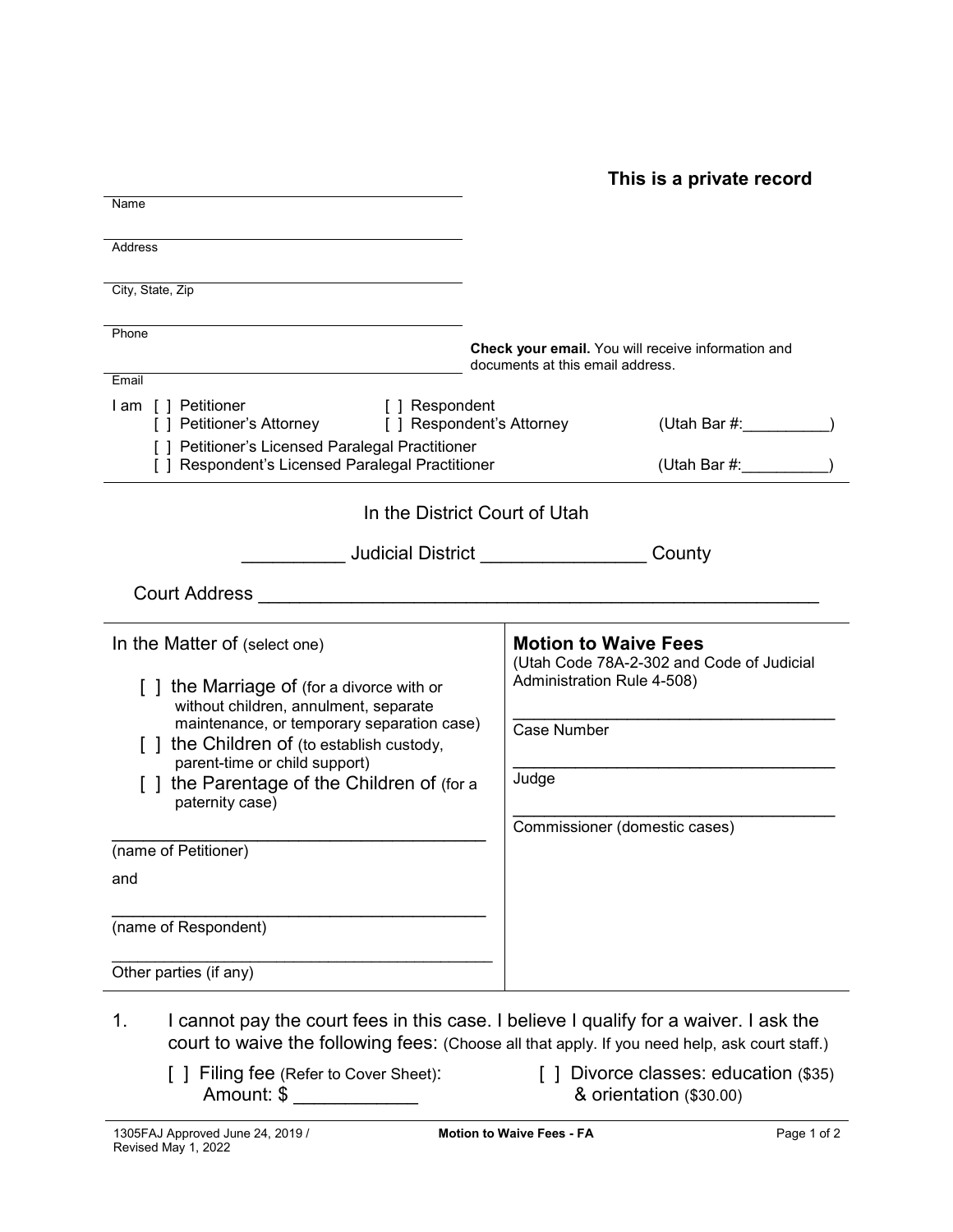**This is a private record**

______________________________
Name

______________________________
Address

______________________________
City, State, Zip

______________________________
Phone

**Check your email.** You will receive information and documents at this email address.

______________________________
Email

I am [ ] Petitioner [ ] Respondent
[ ] Petitioner's Attorney [ ] Respondent's Attorney (Utah Bar #:__________)
[ ] Petitioner's Licensed Paralegal Practitioner
[ ] Respondent's Licensed Paralegal Practitioner (Utah Bar #:__________)

In the District Court of Utah

__________ Judicial District ________________ County

Court Address ______________________________________________________

In the Matter of (select one)

[ ] the Marriage of (for a divorce with or without children, annulment, separate maintenance, or temporary separation case)
[ ] the Children of (to establish custody, parent-time or child support)
[ ] the Parentage of the Children of (for a paternity case)

________________________________________
(name of Petitioner)

and

________________________________________
(name of Respondent)

________________________________________
Other parties (if any)

**Motion to Waive Fees**
(Utah Code 78A-2-302 and Code of Judicial Administration Rule 4-508)

___________________________________
Case Number

___________________________________
Judge

___________________________________
Commissioner (domestic cases)

1. I cannot pay the court fees in this case. I believe I qualify for a waiver. I ask the court to waive the following fees: (Choose all that apply. If you need help, ask court staff.)

   [ ] Filing fee (Refer to Cover Sheet): Amount: $ ____________

   [ ] Divorce classes: education ($35) & orientation ($30.00)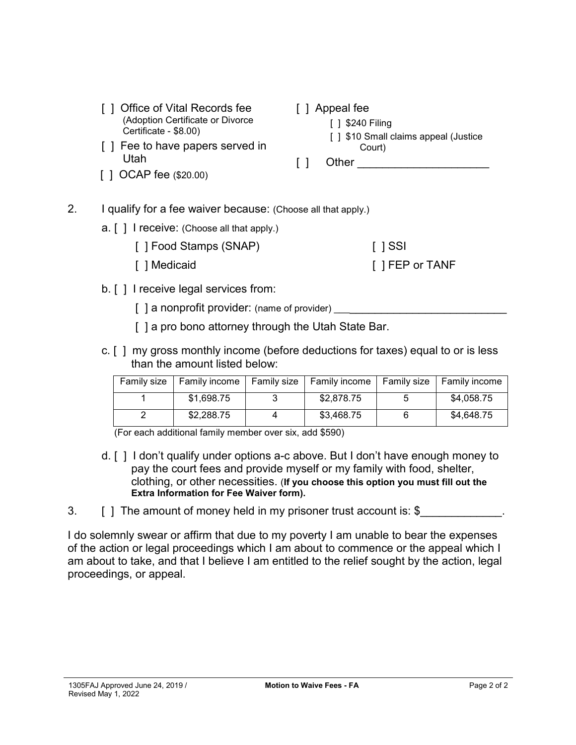[ ] Office of Vital Records fee (Adoption Certificate or Divorce Certificate - $8.00)

[ ] Fee to have papers served in Utah

[ ] OCAP fee ($20.00)

[ ] Appeal fee

- [ ] $240 Filing
- [ ] $10 Small claims appeal (Justice Court)

[ ] Other ______________________

2. I qualify for a fee waiver because: (Choose all that apply.)

   a. [ ] I receive: (Choose all that apply.)

   [ ] Food Stamps (SNAP)

   [ ] Medicaid

   [ ] SSI

   [ ] FEP or TANF

   b. [ ] I receive legal services from:

   [ ] a nonprofit provider: (name of provider) ______________________________

   [ ] a pro bono attorney through the Utah State Bar.

   c. [ ] my gross monthly income (before deductions for taxes) equal to or is less than the amount listed below:

| Family size | Family income | Family size | Family income | Family size | Family income |
|---|---|---|---|---|---|
| 1 | $1,698.75 | 3 | $2,878.75 | 5 | $4,058.75 |
| 2 | $2,288.75 | 4 | $3,468.75 | 6 | $4,648.75 |

   (For each additional family member over six, add $590)

   d. [ ] I don't qualify under options a-c above. But I don't have enough money to pay the court fees and provide myself or my family with food, shelter, clothing, or other necessities. (**If you choose this option you must fill out the Extra Information for Fee Waiver form).**

3. [ ] The amount of money held in my prisoner trust account is: $_____________.

I do solemnly swear or affirm that due to my poverty I am unable to bear the expenses of the action or legal proceedings which I am about to commence or the appeal which I am about to take, and that I believe I am entitled to the relief sought by the action, legal proceedings, or appeal.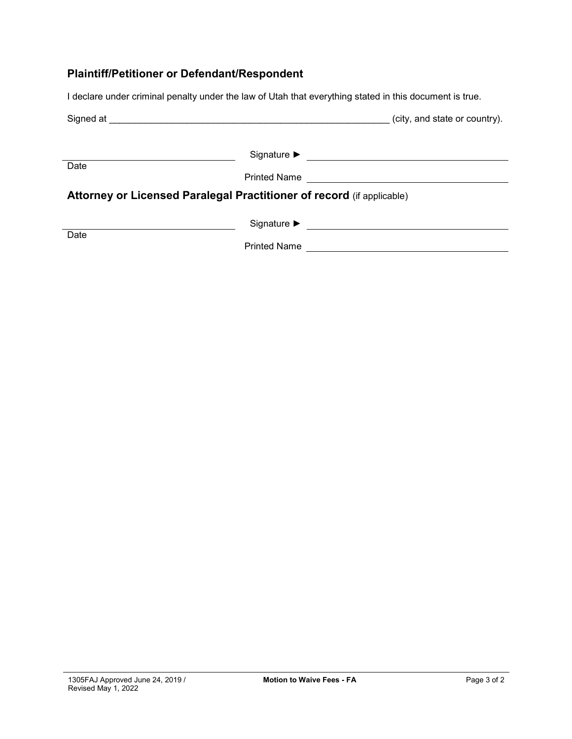## Plaintiff/Petitioner or Defendant/Respondent

I declare under criminal penalty under the law of Utah that everything stated in this document is true.

Signed at ______________________________________________________ (city, and state or country).

| | |
|---|---|
| ______________________________ | Signature ► ______________________________ |
| Date | Printed Name ______________________________ |

## Attorney or Licensed Paralegal Practitioner of record (if applicable)

| | |
|---|---|
| ______________________________ | Signature ► ______________________________ |
| Date | Printed Name ______________________________ |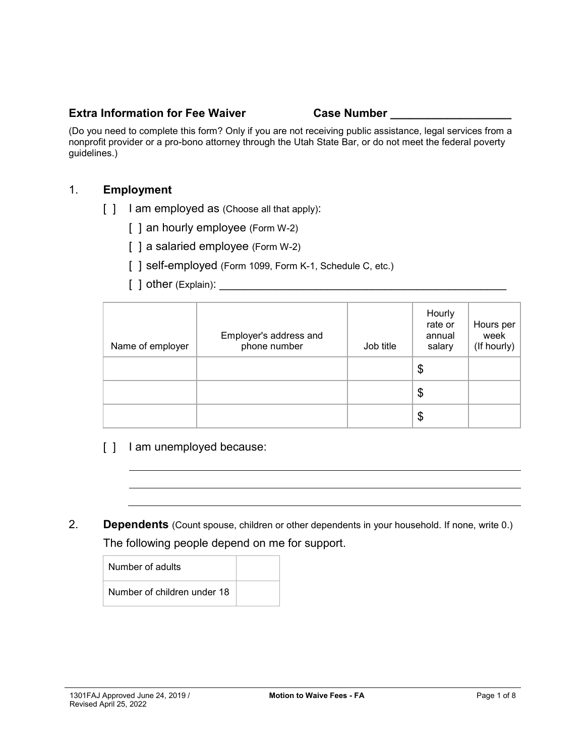**Extra Information for Fee Waiver** **Case Number ___________________**

(Do you need to complete this form? Only if you are not receiving public assistance, legal services from a nonprofit provider or a pro-bono attorney through the Utah State Bar, or do not meet the federal poverty guidelines.)

1. **Employment**

[ ] I am employed as (Choose all that apply):

[ ] an hourly employee (Form W-2)

[ ] a salaried employee (Form W-2)

[ ] self-employed (Form 1099, Form K-1, Schedule C, etc.)

[ ] other (Explain): _________________________________________________

| Name of employer | Employer's address and phone number | Job title | Hourly rate or annual salary | Hours per week (If hourly) |
|---|---|---|---|---|
| | | | $ | |
| | | | $ | |
| | | | $ | |

[ ] I am unemployed because:

_____________________________________________________________________

_____________________________________________________________________

_____________________________________________________________________

2. **Dependents** (Count spouse, children or other dependents in your household. If none, write 0.)

The following people depend on me for support.

| Number of adults | |
|---|---|
| Number of children under 18 | |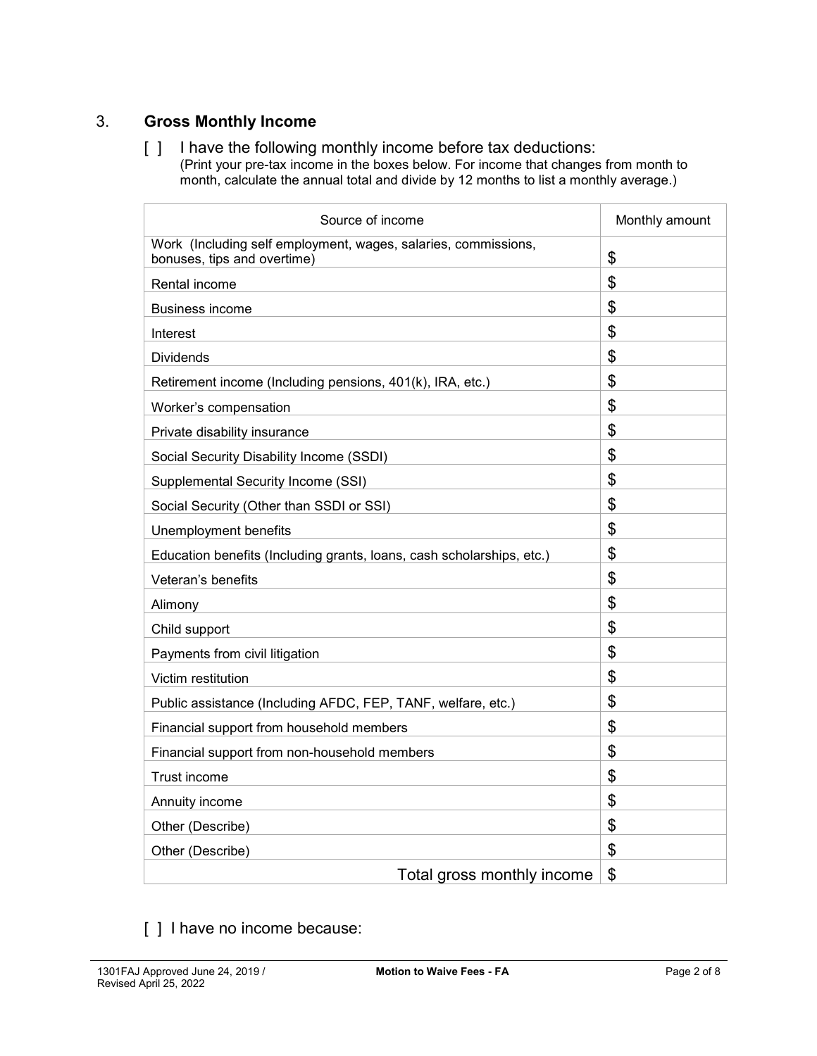## 3. Gross Monthly Income

[ ] I have the following monthly income before tax deductions:
(Print your pre-tax income in the boxes below. For income that changes from month to month, calculate the annual total and divide by 12 months to list a monthly average.)

| Source of income | Monthly amount |
|---|---|
| Work (Including self employment, wages, salaries, commissions, bonuses, tips and overtime) | $ |
| Rental income | $ |
| Business income | $ |
| Interest | $ |
| Dividends | $ |
| Retirement income (Including pensions, 401(k), IRA, etc.) | $ |
| Worker's compensation | $ |
| Private disability insurance | $ |
| Social Security Disability Income (SSDI) | $ |
| Supplemental Security Income (SSI) | $ |
| Social Security (Other than SSDI or SSI) | $ |
| Unemployment benefits | $ |
| Education benefits (Including grants, loans, cash scholarships, etc.) | $ |
| Veteran's benefits | $ |
| Alimony | $ |
| Child support | $ |
| Payments from civil litigation | $ |
| Victim restitution | $ |
| Public assistance (Including AFDC, FEP, TANF, welfare, etc.) | $ |
| Financial support from household members | $ |
| Financial support from non-household members | $ |
| Trust income | $ |
| Annuity income | $ |
| Other (Describe) | $ |
| Other (Describe) | $ |
| Total gross monthly income | $ |

[ ] I have no income because: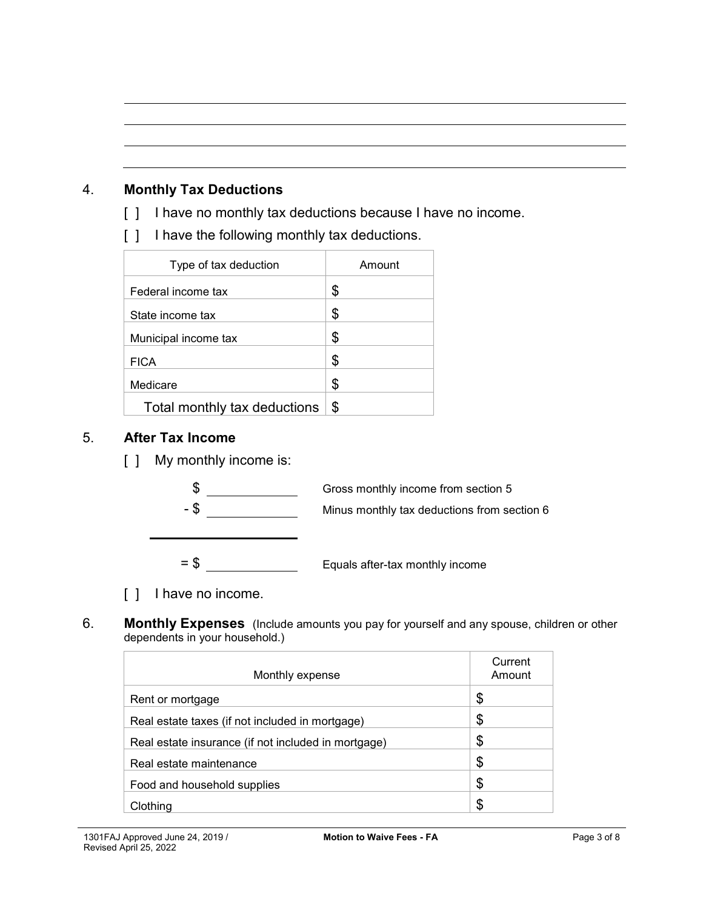4. **Monthly Tax Deductions**

[ ] I have no monthly tax deductions because I have no income.

[ ] I have the following monthly tax deductions.

| Type of tax deduction | Amount |
|---|---|
| Federal income tax | $ |
| State income tax | $ |
| Municipal income tax | $ |
| FICA | $ |
| Medicare | $ |
| Total monthly tax deductions | $ |

5. **After Tax Income**

[ ] My monthly income is:

$ ____________ Gross monthly income from section 5

\- $ ____________ Minus monthly tax deductions from section 6

= $ ____________ Equals after-tax monthly income

[ ] I have no income.

6. **Monthly Expenses** (Include amounts you pay for yourself and any spouse, children or other dependents in your household.)

| Monthly expense | Current Amount |
|---|---|
| Rent or mortgage | $ |
| Real estate taxes (if not included in mortgage) | $ |
| Real estate insurance (if not included in mortgage) | $ |
| Real estate maintenance | $ |
| Food and household supplies | $ |
| Clothing | $ |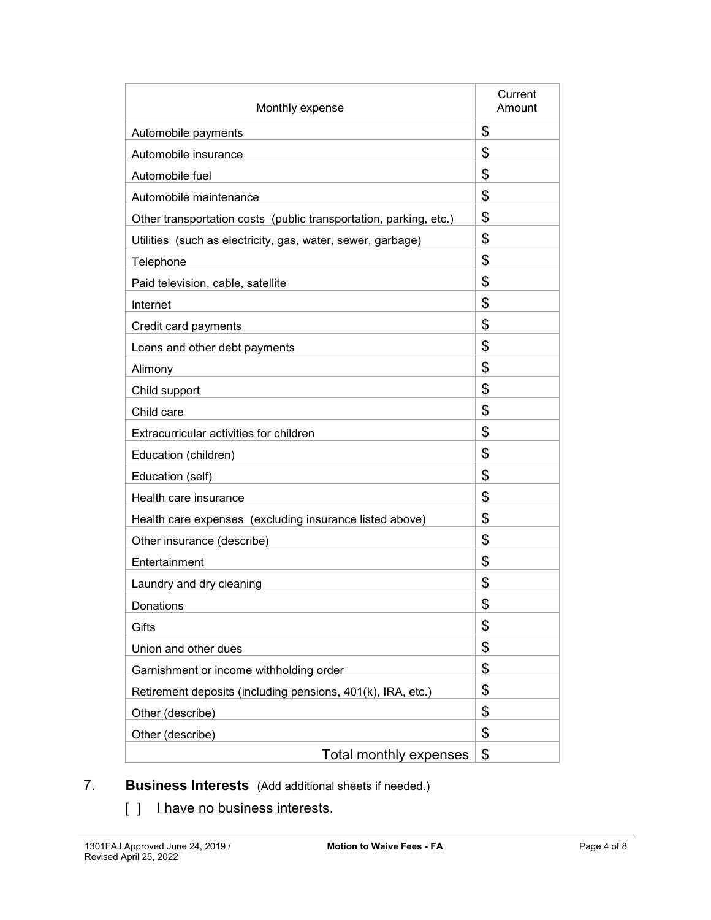| Monthly expense | Current Amount |
| --- | --- |
| Automobile payments | $ |
| Automobile insurance | $ |
| Automobile fuel | $ |
| Automobile maintenance | $ |
| Other transportation costs (public transportation, parking, etc.) | $ |
| Utilities (such as electricity, gas, water, sewer, garbage) | $ |
| Telephone | $ |
| Paid television, cable, satellite | $ |
| Internet | $ |
| Credit card payments | $ |
| Loans and other debt payments | $ |
| Alimony | $ |
| Child support | $ |
| Child care | $ |
| Extracurricular activities for children | $ |
| Education (children) | $ |
| Education (self) | $ |
| Health care insurance | $ |
| Health care expenses (excluding insurance listed above) | $ |
| Other insurance (describe) | $ |
| Entertainment | $ |
| Laundry and dry cleaning | $ |
| Donations | $ |
| Gifts | $ |
| Union and other dues | $ |
| Garnishment or income withholding order | $ |
| Retirement deposits (including pensions, 401(k), IRA, etc.) | $ |
| Other (describe) | $ |
| Other (describe) | $ |
| Total monthly expenses | $ |

7. **Business Interests** (Add additional sheets if needed.)

   [ ] I have no business interests.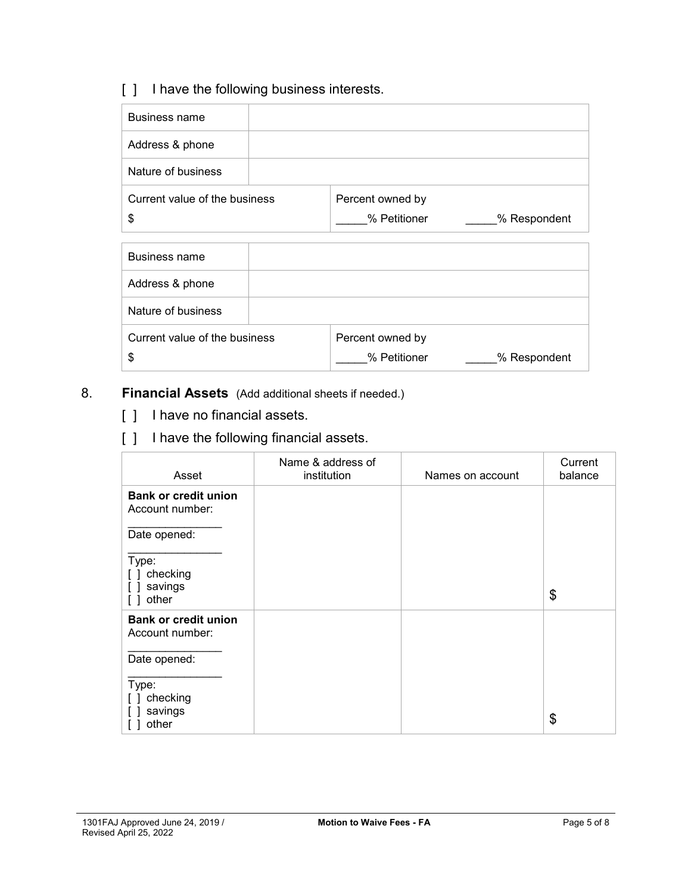[ ] I have the following business interests.

| | | |
|---|---|---|
| Business name | | |
| Address & phone | | |
| Nature of business | | |
| Current value of the business<br>$ | | Percent owned by<br>_____% Petitioner _____% Respondent |

| | | |
|---|---|---|
| Business name | | |
| Address & phone | | |
| Nature of business | | |
| Current value of the business<br>$ | | Percent owned by<br>_____% Petitioner _____% Respondent |

8. **Financial Assets** (Add additional sheets if needed.)

[ ] I have no financial assets.

[ ] I have the following financial assets.

| Asset | Name & address of institution | Names on account | Current balance |
|---|---|---|---|
| **Bank or credit union**<br>Account number:<br>_______________<br>Date opened:<br>_______________<br>Type:<br>[ ] checking<br>[ ] savings<br>[ ] other | | | $ |
| **Bank or credit union**<br>Account number:<br>_______________<br>Date opened:<br>_______________<br>Type:<br>[ ] checking<br>[ ] savings<br>[ ] other | | | $ |

1301FAJ Approved June 24, 2019 / Revised April 25, 2022 — **Motion to Waive Fees - FA**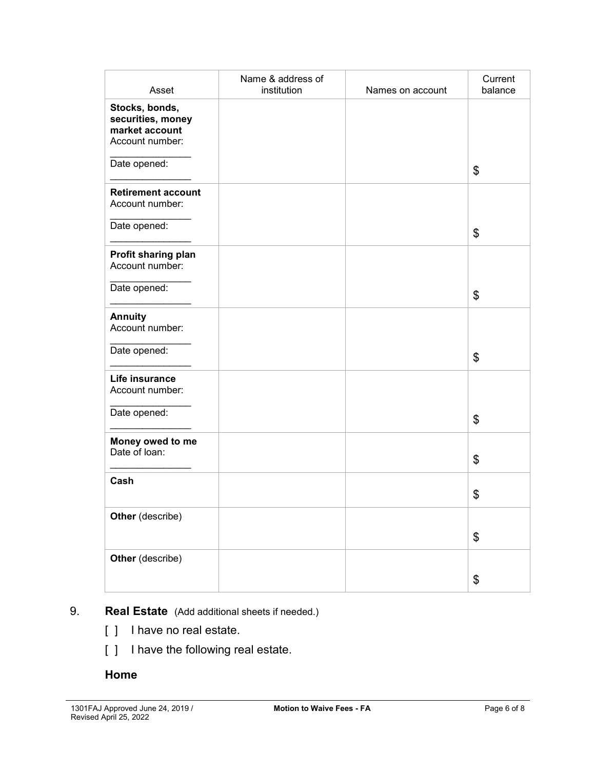| Asset | Name & address of institution | Names on account | Current balance |
|---|---|---|---|
| **Stocks, bonds, securities, money market account** Account number: _______________ Date opened: _______________ | | | $ |
| **Retirement account** Account number: _______________ Date opened: _______________ | | | $ |
| **Profit sharing plan** Account number: _______________ Date opened: _______________ | | | $ |
| **Annuity** Account number: _______________ Date opened: _______________ | | | $ |
| **Life insurance** Account number: _______________ Date opened: _______________ | | | $ |
| **Money owed to me** Date of loan: _______________ | | | $ |
| **Cash** | | | $ |
| **Other** (describe) | | | $ |
| **Other** (describe) | | | $ |

9. **Real Estate** (Add additional sheets if needed.)

   [ ] I have no real estate.

   [ ] I have the following real estate.

   **Home**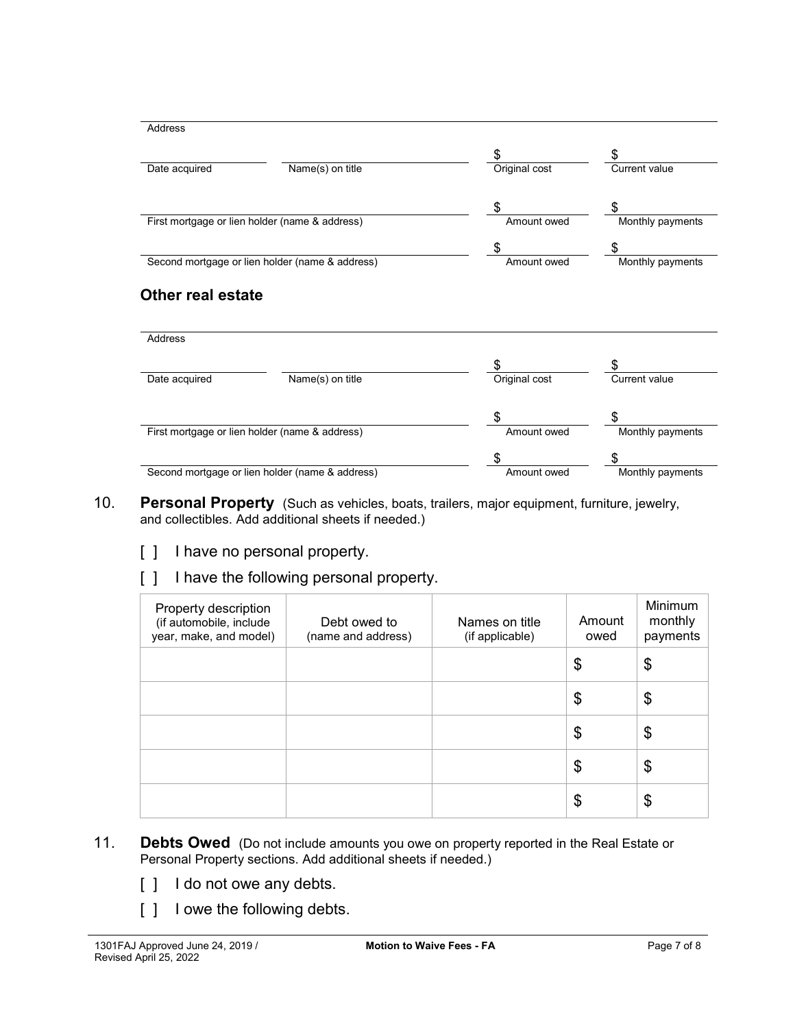Address

Date acquired | Name(s) on title | $ Original cost | $ Current value

First mortgage or lien holder (name & address) | $ Amount owed | $ Monthly payments

Second mortgage or lien holder (name & address) | $ Amount owed | $ Monthly payments

### Other real estate

Address

Date acquired | Name(s) on title | $ Original cost | $ Current value

First mortgage or lien holder (name & address) | $ Amount owed | $ Monthly payments

Second mortgage or lien holder (name & address) | $ Amount owed | $ Monthly payments

10. **Personal Property** (Such as vehicles, boats, trailers, major equipment, furniture, jewelry, and collectibles. Add additional sheets if needed.)

    [ ] I have no personal property.

    [ ] I have the following personal property.

| Property description (if automobile, include year, make, and model) | Debt owed to (name and address) | Names on title (if applicable) | Amount owed | Minimum monthly payments |
|---|---|---|---|---|
| | | | $ | $ |
| | | | $ | $ |
| | | | $ | $ |
| | | | $ | $ |
| | | | $ | $ |

11. **Debts Owed** (Do not include amounts you owe on property reported in the Real Estate or Personal Property sections. Add additional sheets if needed.)

    [ ] I do not owe any debts.

    [ ] I owe the following debts.

1301FAJ Approved June 24, 2019 / Revised April 25, 2022 — **Motion to Waive Fees - FA**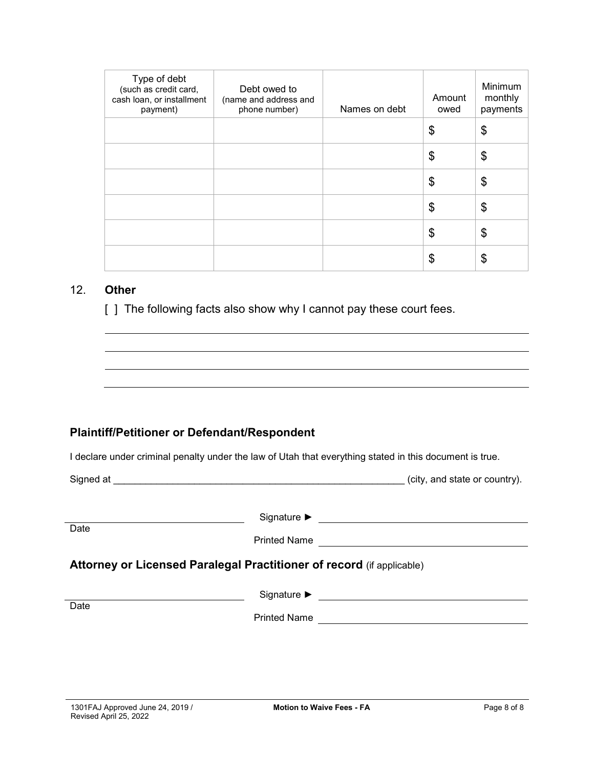| Type of debt (such as credit card, cash loan, or installment payment) | Debt owed to (name and address and phone number) | Names on debt | Amount owed | Minimum monthly payments |
|---|---|---|---|---|
| | | | $ | $ |
| | | | $ | $ |
| | | | $ | $ |
| | | | $ | $ |
| | | | $ | $ |
| | | | $ | $ |

12. **Other**

[ ] The following facts also show why I cannot pay these court fees.

\_\_\_\_\_\_\_\_\_\_\_\_\_\_\_\_\_\_\_\_\_\_\_\_\_\_\_\_\_\_\_\_\_\_\_\_\_\_\_\_\_\_\_\_\_\_\_\_\_\_\_\_\_\_\_\_

\_\_\_\_\_\_\_\_\_\_\_\_\_\_\_\_\_\_\_\_\_\_\_\_\_\_\_\_\_\_\_\_\_\_\_\_\_\_\_\_\_\_\_\_\_\_\_\_\_\_\_\_\_\_\_\_

\_\_\_\_\_\_\_\_\_\_\_\_\_\_\_\_\_\_\_\_\_\_\_\_\_\_\_\_\_\_\_\_\_\_\_\_\_\_\_\_\_\_\_\_\_\_\_\_\_\_\_\_\_\_\_\_

\_\_\_\_\_\_\_\_\_\_\_\_\_\_\_\_\_\_\_\_\_\_\_\_\_\_\_\_\_\_\_\_\_\_\_\_\_\_\_\_\_\_\_\_\_\_\_\_\_\_\_\_\_\_\_\_

### Plaintiff/Petitioner or Defendant/Respondent

I declare under criminal penalty under the law of Utah that everything stated in this document is true.

Signed at \_\_\_\_\_\_\_\_\_\_\_\_\_\_\_\_\_\_\_\_\_\_\_\_\_\_\_\_\_\_\_\_\_\_\_\_\_\_\_\_\_\_\_\_\_\_\_\_\_\_\_\_\_ (city, and state or country).

\_\_\_\_\_\_\_\_\_\_\_\_\_\_\_\_\_\_\_\_\_\_\_\_\_\_ Signature ► \_\_\_\_\_\_\_\_\_\_\_\_\_\_\_\_\_\_\_\_\_\_\_\_\_\_\_\_\_\_\_\_

Date

Printed Name \_\_\_\_\_\_\_\_\_\_\_\_\_\_\_\_\_\_\_\_\_\_\_\_\_\_\_\_\_\_\_\_

### Attorney or Licensed Paralegal Practitioner of record (if applicable)

\_\_\_\_\_\_\_\_\_\_\_\_\_\_\_\_\_\_\_\_\_\_\_\_\_\_ Signature ► \_\_\_\_\_\_\_\_\_\_\_\_\_\_\_\_\_\_\_\_\_\_\_\_\_\_\_\_\_\_\_\_

Date

Printed Name \_\_\_\_\_\_\_\_\_\_\_\_\_\_\_\_\_\_\_\_\_\_\_\_\_\_\_\_\_\_\_\_